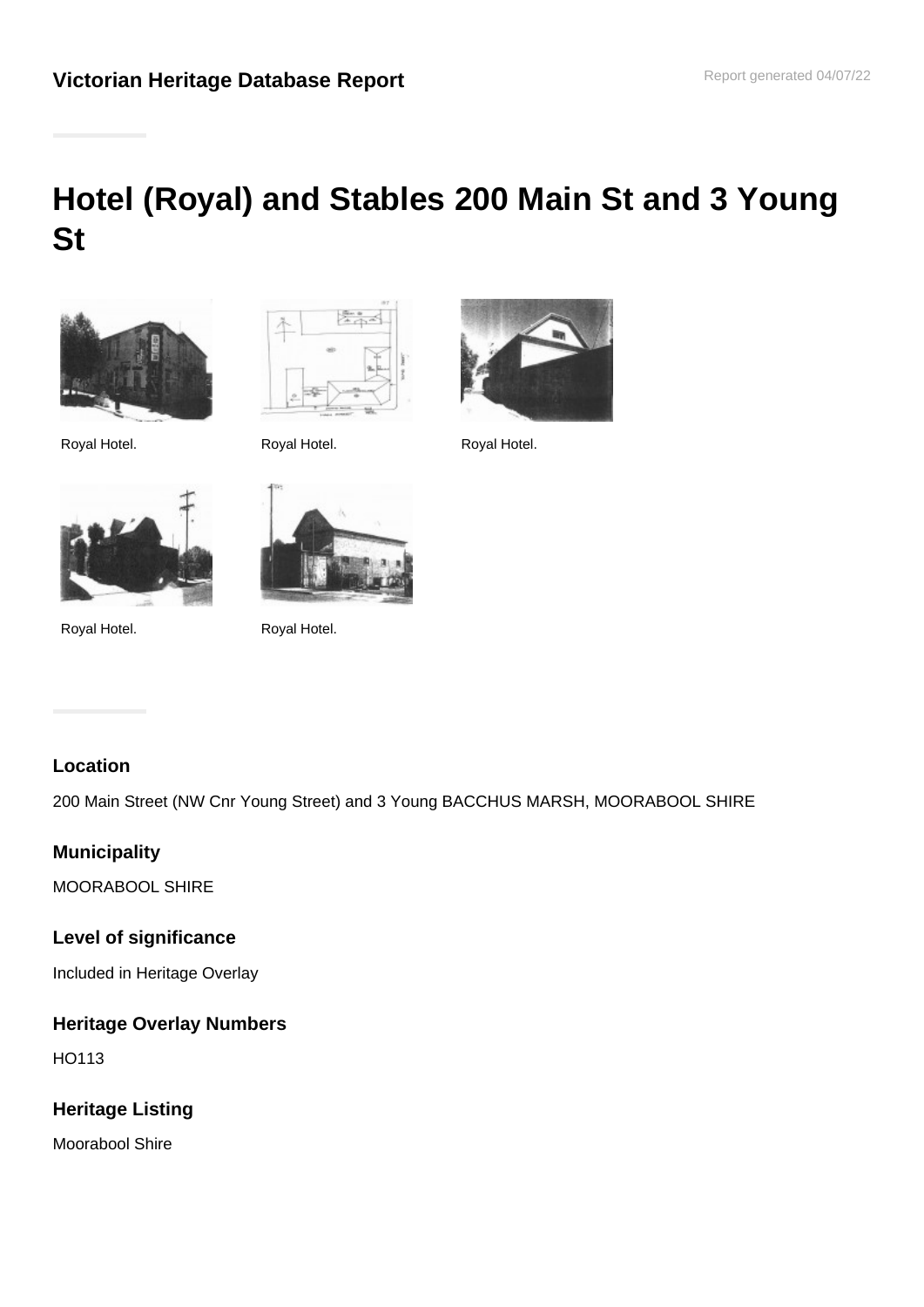**Victorian Heritage Database Report**

Report generated 04/07/22

# Hotel (Royal) and Stables 200 Main St and 3 Young St

Royal Hotel.

Royal Hotel.

Royal Hotel.

Royal Hotel.

Royal Hotel.

### Location

200 Main Street (NW Cnr Young Street) and 3 Young BACCHUS MARSH, MOORABOOL SHIRE

### Municipality

MOORABOOL SHIRE

### Level of significance

Included in Heritage Overlay

### Heritage Overlay Numbers

HO113

### Heritage Listing

Moorabool Shire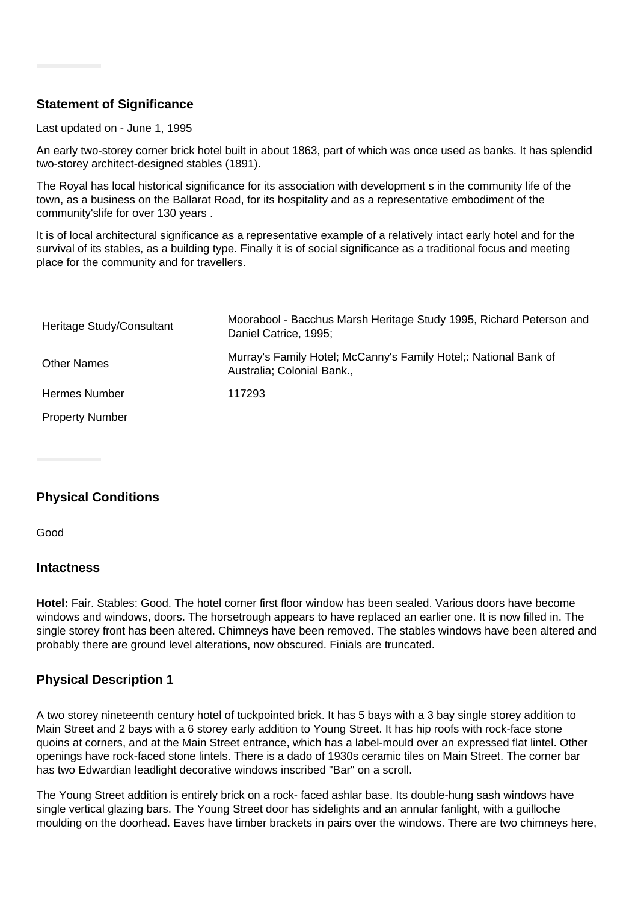## Statement of Significance

Last updated on - June 1, 1995

An early two-storey corner brick hotel built in about 1863, part of which was once used as banks. It has splendid two-storey architect-designed stables (1891).

The Royal has local historical significance for its association with development s in the community life of the town, as a business on the Ballarat Road, for its hospitality and as a representative embodiment of the community'slife for over 130 years .

It is of local architectural significance as a representative example of a relatively intact early hotel and for the survival of its stables, as a building type. Finally it is of social significance as a traditional focus and meeting place for the community and for travellers.

| | |
|---|---|
| Heritage Study/Consultant | Moorabool - Bacchus Marsh Heritage Study 1995, Richard Peterson and Daniel Catrice, 1995; |
| Other Names | Murray's Family Hotel; McCanny's Family Hotel;: National Bank of Australia; Colonial Bank., |
| Hermes Number | 117293 |
| Property Number | |

## Physical Conditions

Good

## Intactness

**Hotel:** Fair. Stables: Good. The hotel corner first floor window has been sealed. Various doors have become windows and windows, doors. The horsetrough appears to have replaced an earlier one. It is now filled in. The single storey front has been altered. Chimneys have been removed. The stables windows have been altered and probably there are ground level alterations, now obscured. Finials are truncated.

## Physical Description 1

A two storey nineteenth century hotel of tuckpointed brick. It has 5 bays with a 3 bay single storey addition to Main Street and 2 bays with a 6 storey early addition to Young Street. It has hip roofs with rock-face stone quoins at corners, and at the Main Street entrance, which has a label-mould over an expressed flat lintel. Other openings have rock-faced stone lintels. There is a dado of 1930s ceramic tiles on Main Street. The corner bar has two Edwardian leadlight decorative windows inscribed "Bar" on a scroll.

The Young Street addition is entirely brick on a rock- faced ashlar base. Its double-hung sash windows have single vertical glazing bars. The Young Street door has sidelights and an annular fanlight, with a guilloche moulding on the doorhead. Eaves have timber brackets in pairs over the windows. There are two chimneys here,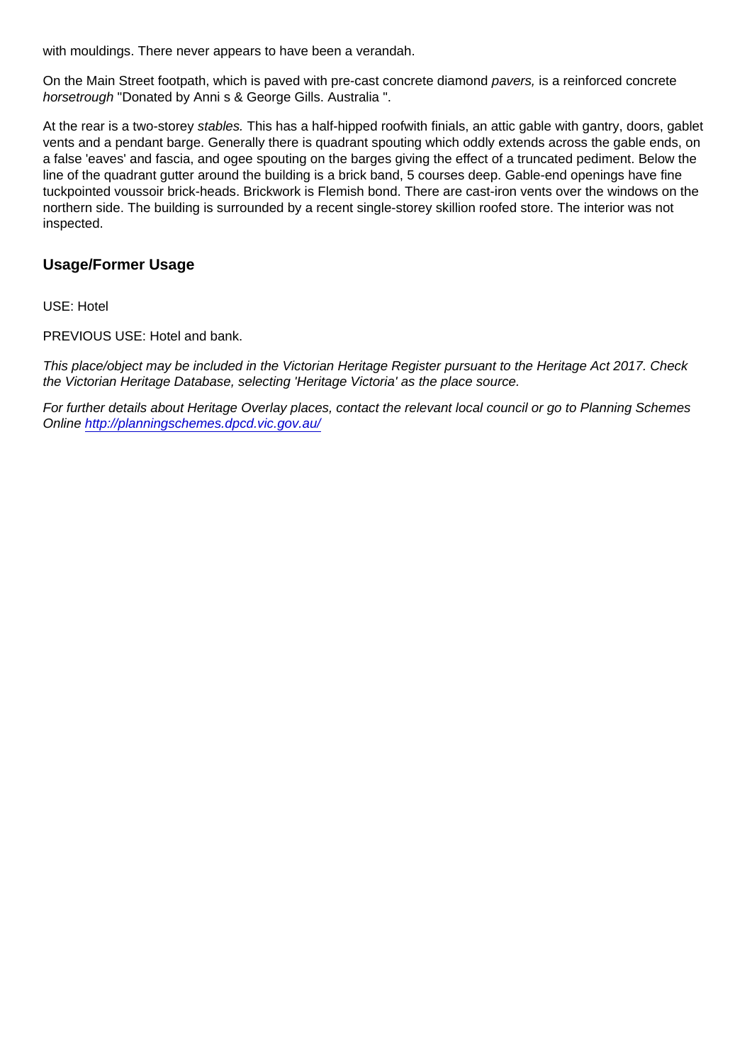with mouldings. There never appears to have been a verandah.

On the Main Street footpath, which is paved with pre-cast concrete diamond *pavers,* is a reinforced concrete *horsetrough* "Donated by Anni s & George Gills. Australia ".

At the rear is a two-storey *stables.* This has a half-hipped roofwith finials, an attic gable with gantry, doors, gablet vents and a pendant barge. Generally there is quadrant spouting which oddly extends across the gable ends, on a false 'eaves' and fascia, and ogee spouting on the barges giving the effect of a truncated pediment. Below the line of the quadrant gutter around the building is a brick band, 5 courses deep. Gable-end openings have fine tuckpointed voussoir brick-heads. Brickwork is Flemish bond. There are cast-iron vents over the windows on the northern side. The building is surrounded by a recent single-storey skillion roofed store. The interior was not inspected.

## Usage/Former Usage

USE: Hotel

PREVIOUS USE: Hotel and bank.

*This place/object may be included in the Victorian Heritage Register pursuant to the Heritage Act 2017. Check the Victorian Heritage Database, selecting 'Heritage Victoria' as the place source.*

*For further details about Heritage Overlay places, contact the relevant local council or go to Planning Schemes Online [http://planningschemes.dpcd.vic.gov.au/](http://planningschemes.dpcd.vic.gov.au/)*